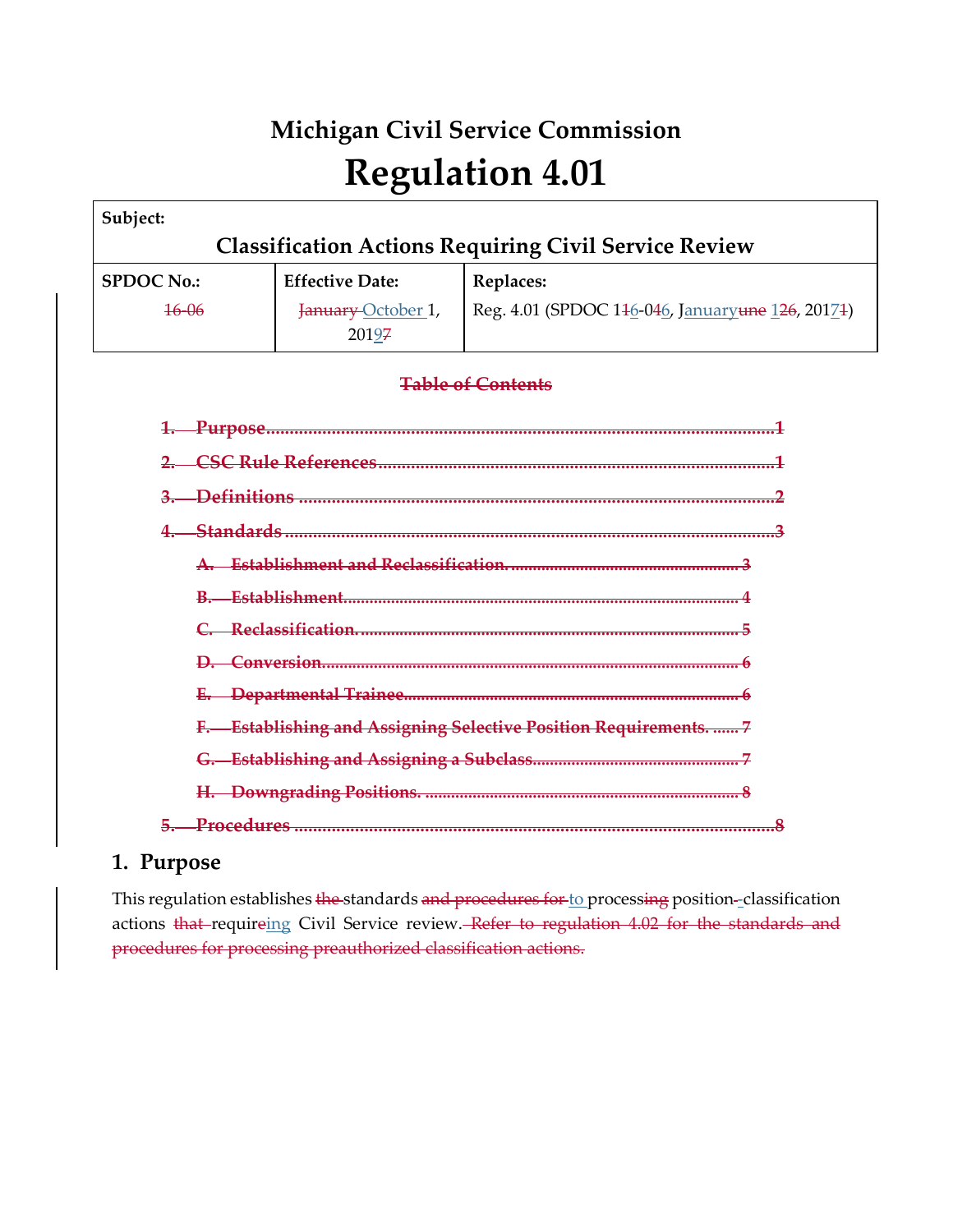# Michigan Civil Service Commission

# Regulation 4.01

| Subject: | | |
|---|---|---|
| **Classification Actions Requiring Civil Service Review** | | |
| **SPDOC No.:** | **Effective Date:** | **Replaces:** |
| ~~16-06~~ | ~~January~~ October 1, 201~~7~~9 | Reg. 4.01 (SPDOC 1~~1~~6-04~~6~~, January~~une~~ 1~~26~~, 201~~1~~7) |

~~**Table of Contents**~~

~~1. Purpose ........ 1~~

~~2. CSC Rule References ........ 1~~

~~3. Definitions ........ 2~~

~~4. Standards ........ 3~~

~~A. Establishment and Reclassification. ........ 3~~

~~B. Establishment ........ 4~~

~~C. Reclassification. ........ 5~~

~~D. Conversion ........ 6~~

~~E. Departmental Trainee ........ 6~~

~~F. Establishing and Assigning Selective Position Requirements. ........ 7~~

~~G. Establishing and Assigning a Subclass ........ 7~~

~~H. Downgrading Positions. ........ 8~~

~~5. Procedures ........ 8~~

## 1. Purpose

This regulation establishes ~~the~~ standards ~~and procedures for~~ to processing position-classification actions ~~that~~ requiring Civil Service review. ~~Refer to regulation 4.02 for the standards and procedures for processing preauthorized classification actions.~~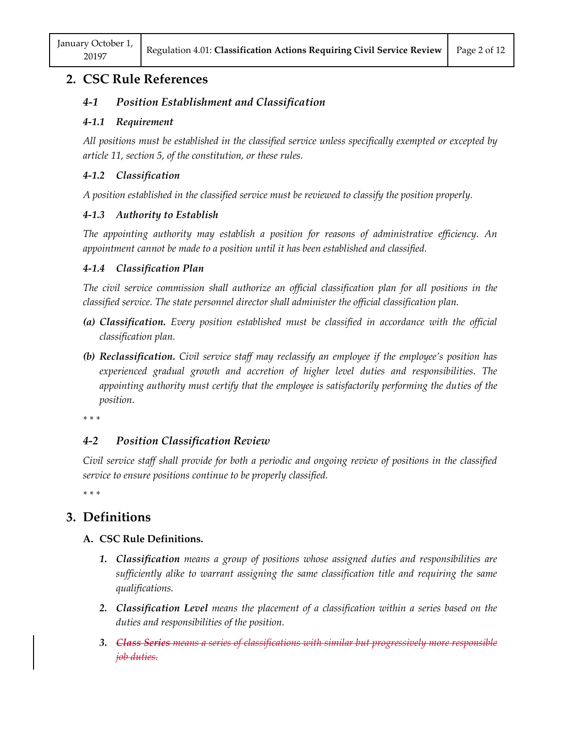## 2. CSC Rule References

### *4-1 Position Establishment and Classification*

#### *4-1.1 Requirement*

*All positions must be established in the classified service unless specifically exempted or excepted by article 11, section 5, of the constitution, or these rules.*

#### *4-1.2 Classification*

*A position established in the classified service must be reviewed to classify the position properly.*

#### *4-1.3 Authority to Establish*

*The appointing authority may establish a position for reasons of administrative efficiency. An appointment cannot be made to a position until it has been established and classified.*

#### *4-1.4 Classification Plan*

*The civil service commission shall authorize an official classification plan for all positions in the classified service. The state personnel director shall administer the official classification plan.*

***(a) Classification.*** *Every position established must be classified in accordance with the official classification plan.*

***(b) Reclassification.*** *Civil service staff may reclassify an employee if the employee's position has experienced gradual growth and accretion of higher level duties and responsibilities. The appointing authority must certify that the employee is satisfactorily performing the duties of the position.*

*\* \* \**

### *4-2 Position Classification Review*

*Civil service staff shall provide for both a periodic and ongoing review of positions in the classified service to ensure positions continue to be properly classified.*

*\* \* \**

## 3. Definitions

**A. CSC Rule Definitions.**

1. ***Classification*** *means a group of positions whose assigned duties and responsibilities are sufficiently alike to warrant assigning the same classification title and requiring the same qualifications.*
2. ***Classification Level*** *means the placement of a classification within a series based on the duties and responsibilities of the position.*
3. ~~***Class Series*** *means a series of classifications with similar but progressively more responsible job duties.*~~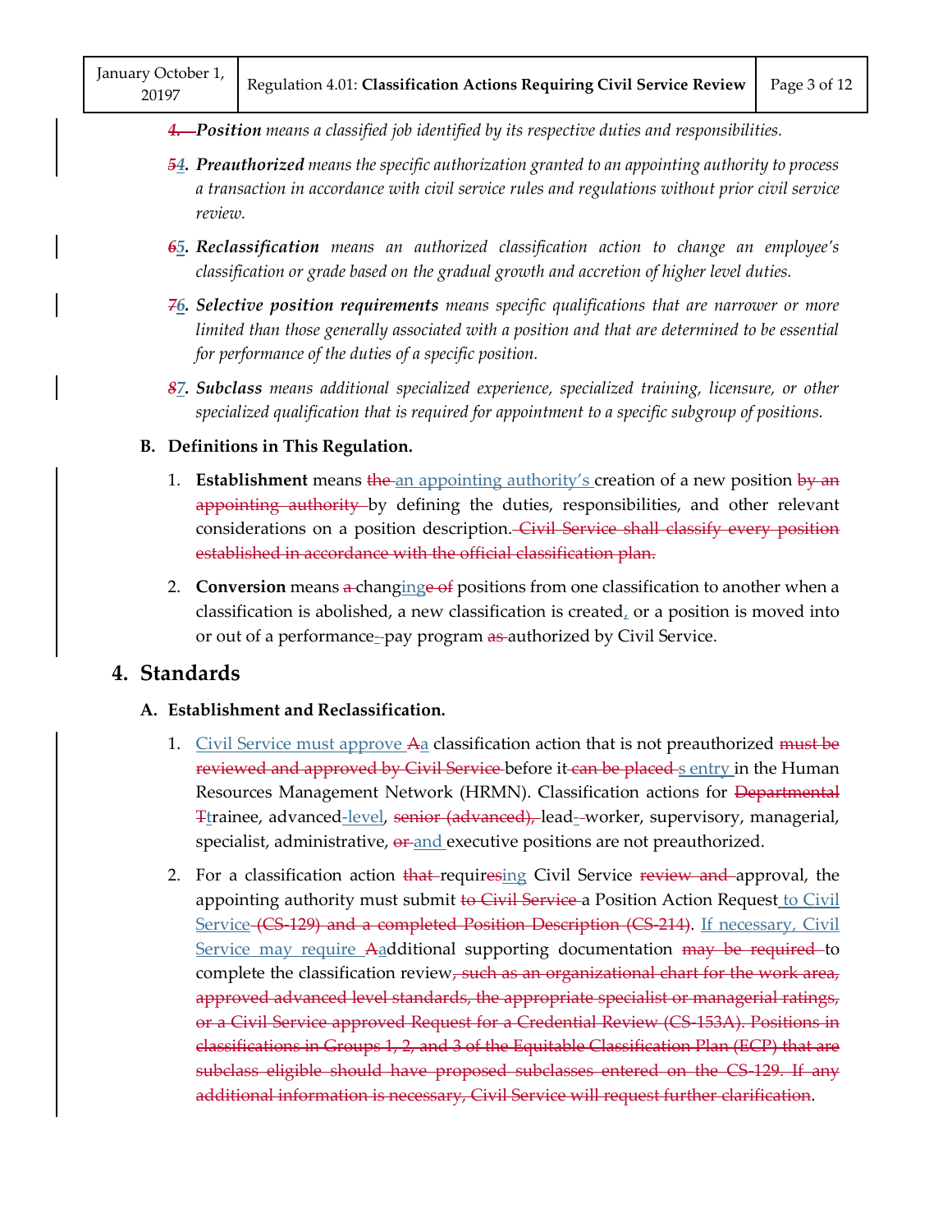4. *Position* means a classified job identified by its respective duties and responsibilities.

54. ***Preauthorized*** *means the specific authorization granted to an appointing authority to process a transaction in accordance with civil service rules and regulations without prior civil service review.*

65. ***Reclassification*** *means an authorized classification action to change an employee's classification or grade based on the gradual growth and accretion of higher level duties.*

76. ***Selective position requirements*** *means specific qualifications that are narrower or more limited than those generally associated with a position and that are determined to be essential for performance of the duties of a specific position.*

87. ***Subclass*** *means additional specialized experience, specialized training, licensure, or other specialized qualification that is required for appointment to a specific subgroup of positions.*

**B. Definitions in This Regulation.**

1. **Establishment** means the an appointing authority's creation of a new position by an appointing authority by defining the duties, responsibilities, and other relevant considerations on a position description. Civil Service shall classify every position established in accordance with the official classification plan.

2. **Conversion** means a changinge of positions from one classification to another when a classification is abolished, a new classification is created, or a position is moved into or out of a performance--pay program as authorized by Civil Service.

## 4. Standards

**A. Establishment and Reclassification.**

1. Civil Service must approve Aa classification action that is not preauthorized must be reviewed and approved by Civil Service before it can be placed s entry in the Human Resources Management Network (HRMN). Classification actions for Departmental Ttrainee, advanced-level, senior (advanced), lead--worker, supervisory, managerial, specialist, administrative, or and executive positions are not preauthorized.

2. For a classification action that requiresing Civil Service review and approval, the appointing authority must submit to Civil Service a Position Action Request to Civil Service (CS-129) and a completed Position Description (CS-214). If necessary, Civil Service may require Aadditional supporting documentation may be required to complete the classification review, such as an organizational chart for the work area, approved advanced level standards, the appropriate specialist or managerial ratings, or a Civil Service approved Request for a Credential Review (CS-153A). Positions in classifications in Groups 1, 2, and 3 of the Equitable Classification Plan (ECP) that are subclass eligible should have proposed subclasses entered on the CS-129. If any additional information is necessary, Civil Service will request further clarification.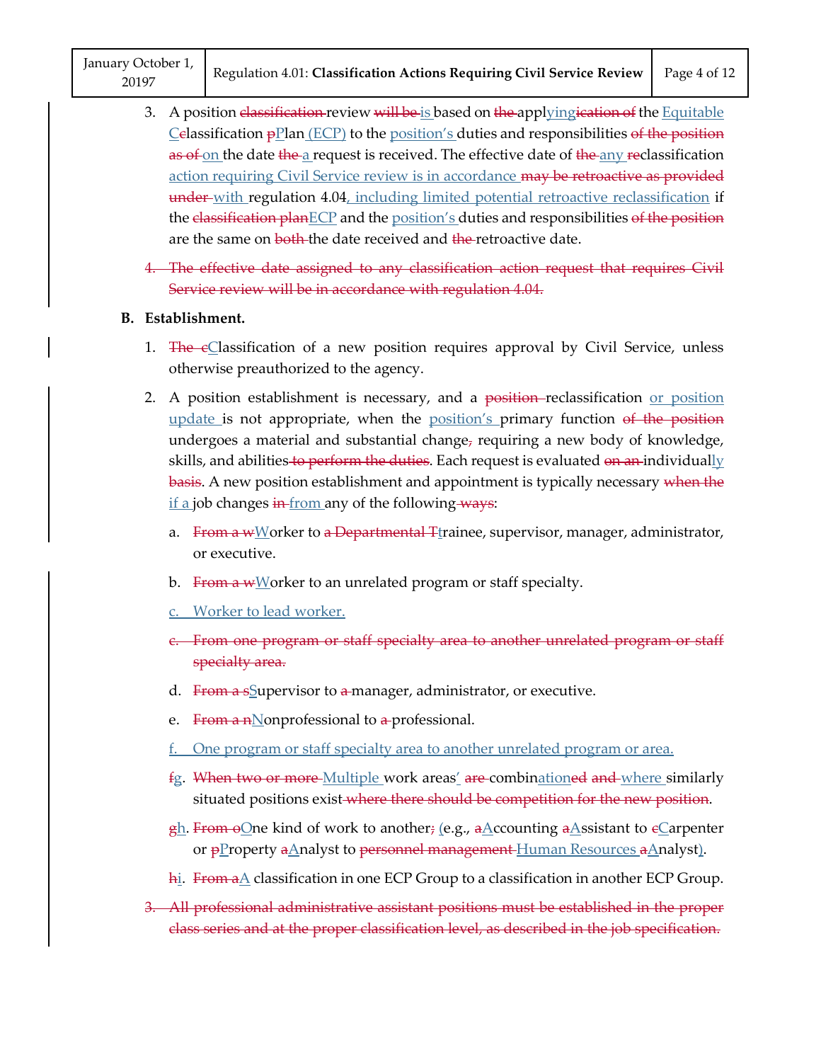3. A position ~~classification~~ review ~~will be~~ <u>is</u> based on ~~the~~ appl<u>ying</u>~~ication of~~ the <u>Equitable C</u>~~c~~lassification ~~p~~<u>P</u>lan <u>(ECP)</u> to the <u>position's</u> duties and responsibilities ~~of the position as of~~ <u>on</u> the date ~~the~~ <u>a</u> request is received. The effective date of ~~the~~ <u>any</u> ~~re~~classification <u>action requiring Civil Service review is in accordance</u> ~~may be retroactive as provided under~~ <u>with</u> regulation 4.04<u>, including limited potential retroactive reclassification</u> if the ~~classification plan~~<u>ECP</u> and the <u>position's</u> duties and responsibilities ~~of the position~~ are the same on ~~both~~ the date received and ~~the~~ retroactive date.

~~4. The effective date assigned to any classification action request that requires Civil Service review will be in accordance with regulation 4.04.~~

**B. Establishment.**

1. ~~The c~~<u>C</u>lassification of a new position requires approval by Civil Service, unless otherwise preauthorized to the agency.

2. A position establishment is necessary, and a ~~position~~ reclassification <u>or position update</u> is not appropriate, when the <u>position's</u> primary function ~~of the position~~ undergoes a material and substantial change~~,~~ requiring a new body of knowledge, skills, and abilities ~~to perform the duties~~. Each request is evaluated ~~on an~~ individual<u>ly</u> ~~basis~~. A new position establishment and appointment is typically necessary ~~when the~~ <u>if a</u> job changes ~~in~~ <u>from</u> any of the following ~~ways~~:

a. ~~From a w~~<u>W</u>orker to ~~a Departmental T~~<u>t</u>rainee, supervisor, manager, administrator, or executive.

b. ~~From a w~~<u>W</u>orker to an unrelated program or staff specialty.

<u>c. Worker to lead worker.</u>

~~c. From one program or staff specialty area to another unrelated program or staff specialty area.~~

d. ~~From a s~~<u>S</u>upervisor to ~~a~~ manager, administrator, or executive.

e. ~~From a n~~<u>N</u>onprofessional to ~~a~~ professional.

<u>f. One program or staff specialty area to another unrelated program or area.</u>

~~f~~<u>g</u>. ~~When two or more~~ <u>Multiple</u> work areas<u>'</u> ~~are~~ combin<u>ation</u>~~ed~~ ~~and~~ <u>where</u> similarly situated positions exist ~~where there should be competition for the new position~~.

~~g~~<u>h</u>. ~~From o~~<u>O</u>ne kind of work to another~~;~~ <u>(</u>e.g., ~~a~~<u>A</u>ccounting ~~a~~<u>A</u>ssistant to ~~c~~<u>C</u>arpenter or ~~p~~<u>P</u>roperty ~~a~~<u>A</u>nalyst to ~~personnel management~~ <u>Human Resources</u> ~~a~~<u>A</u>nalyst<u>)</u>.

~~h~~<u>i</u>. ~~From a~~<u>A</u> classification in one ECP Group to a classification in another ECP Group.

~~3. All professional administrative assistant positions must be established in the proper class series and at the proper classification level, as described in the job specification.~~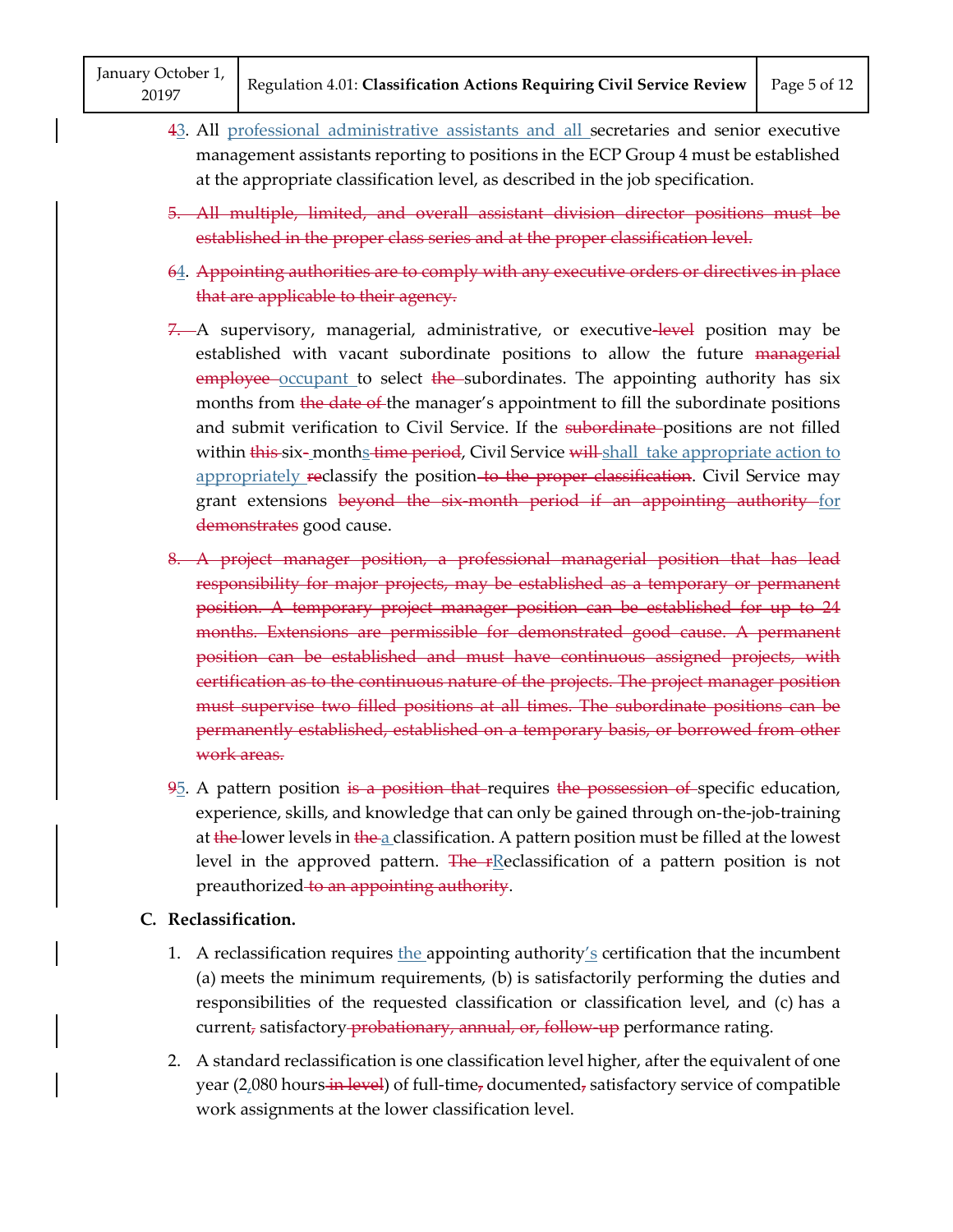~~4~~3. All professional administrative assistants and all secretaries and senior executive management assistants reporting to positions in the ECP Group 4 must be established at the appropriate classification level, as described in the job specification.

~~5. All multiple, limited, and overall assistant division director positions must be established in the proper class series and at the proper classification level.~~

~~6~~4. ~~Appointing authorities are to comply with any executive orders or directives in place that are applicable to their agency.~~

~~7.~~ A supervisory, managerial, administrative, or executive ~~level~~ position may be established with vacant subordinate positions to allow the future ~~managerial employee~~ occupant to select ~~the~~ subordinates. The appointing authority has six months from ~~the date of~~ the manager's appointment to fill the subordinate positions and submit verification to Civil Service. If the ~~subordinate~~ positions are not filled within ~~this~~ six~~-~~ months ~~time period~~, Civil Service ~~will~~ shall take appropriate action to appropriately ~~re~~classify the position ~~to the proper classification~~. Civil Service may grant extensions ~~beyond the six-month period if an appointing authority~~ for ~~demonstrates~~ good cause.

~~8. A project manager position, a professional managerial position that has lead responsibility for major projects, may be established as a temporary or permanent position. A temporary project manager position can be established for up to 24 months. Extensions are permissible for demonstrated good cause. A permanent position can be established and must have continuous assigned projects, with certification as to the continuous nature of the projects. The project manager position must supervise two filled positions at all times. The subordinate positions can be permanently established, established on a temporary basis, or borrowed from other work areas.~~

~~9~~5. A pattern position ~~is a position that~~ requires ~~the possession of~~ specific education, experience, skills, and knowledge that can only be gained through on-the-job-training at ~~the~~ lower levels in ~~the~~ a classification. A pattern position must be filled at the lowest level in the approved pattern. ~~The r~~Reclassification of a pattern position is not preauthorized ~~to an appointing authority~~.

**C. Reclassification.**

1. A reclassification requires the appointing authority's certification that the incumbent (a) meets the minimum requirements, (b) is satisfactorily performing the duties and responsibilities of the requested classification or classification level, and (c) has a current~~,~~ satisfactory ~~probationary, annual, or, follow-up~~ performance rating.

2. A standard reclassification is one classification level higher, after the equivalent of one year (2,080 hours ~~in level~~) of full-time~~,~~ documented~~,~~ satisfactory service of compatible work assignments at the lower classification level.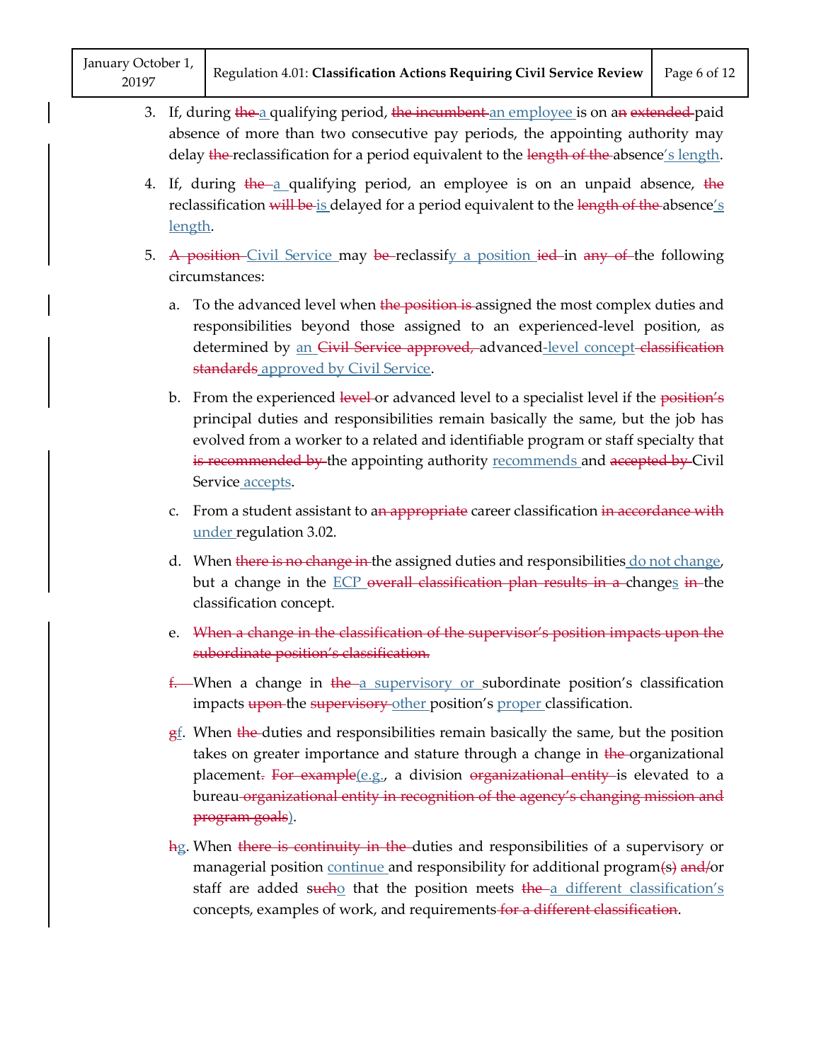3. If, during ~~the~~ <u>a</u> qualifying period, ~~the incumbent~~ <u>an employee</u> is on a~~n~~ ~~extended~~ paid absence of more than two consecutive pay periods, the appointing authority may delay ~~the~~ reclassification for a period equivalent to the ~~length of the~~ absence<u>'s length</u>.

4. If, during ~~the~~ <u>a</u> qualifying period, an employee is on an unpaid absence, ~~the~~ reclassification ~~will be~~ <u>is</u> delayed for a period equivalent to the ~~length of the~~ absence<u>'s length</u>.

5. ~~A position~~ <u>Civil Service</u> may ~~be~~ reclassif<u>y a position</u> ~~ied~~ in ~~any of~~ the following circumstances:

   a. To the advanced level when ~~the position is~~ assigned the most complex duties and responsibilities beyond those assigned to an experienced-level position, as determined by <u>an</u> ~~Civil Service approved,~~ advanced<u>-level concept</u> ~~classification standards~~ <u>approved by Civil Service</u>.

   b. From the experienced ~~level~~ or advanced level to a specialist level if the ~~position's~~ principal duties and responsibilities remain basically the same, but the job has evolved from a worker to a related and identifiable program or staff specialty that ~~is recommended by~~ the appointing authority <u>recommends</u> and ~~accepted by~~ Civil Service <u>accepts</u>.

   c. From a student assistant to a~~n appropriate~~ career classification ~~in accordance with~~ <u>under</u> regulation 3.02.

   d. When ~~there is no change in~~ the assigned duties and responsibilities <u>do not change</u>, but a change in the <u>ECP</u> ~~overall classification plan results in a~~ change<u>s</u> ~~in~~ the classification concept.

   ~~e. When a change in the classification of the supervisor's position impacts upon the subordinate position's classification.~~

   ~~f.~~ <u>e.</u> When a change in ~~the~~ <u>a supervisory or</u> subordinate position's classification impacts ~~upon~~ the ~~supervisory~~ <u>other</u> position's <u>proper</u> classification.

   ~~g~~<u>f</u>. When ~~the~~ duties and responsibilities remain basically the same, but the position takes on greater importance and stature through a change in ~~the~~ organizational placement~~. For example~~<u>(e.g.</u>, a division ~~organizational entity~~ is elevated to a bureau ~~organizational entity in recognition of the agency's changing mission and program goals~~<u>)</u>.

   ~~h~~<u>g</u>. When ~~there is continuity in the~~ duties and responsibilities of a supervisory or managerial position <u>continue</u> and responsibility for additional program~~(s)~~ ~~and/~~or staff are added s~~uch~~<u>o</u> that the position meets ~~the~~ <u>a different classification's</u> concepts, examples of work, and requirements ~~for a different classification~~.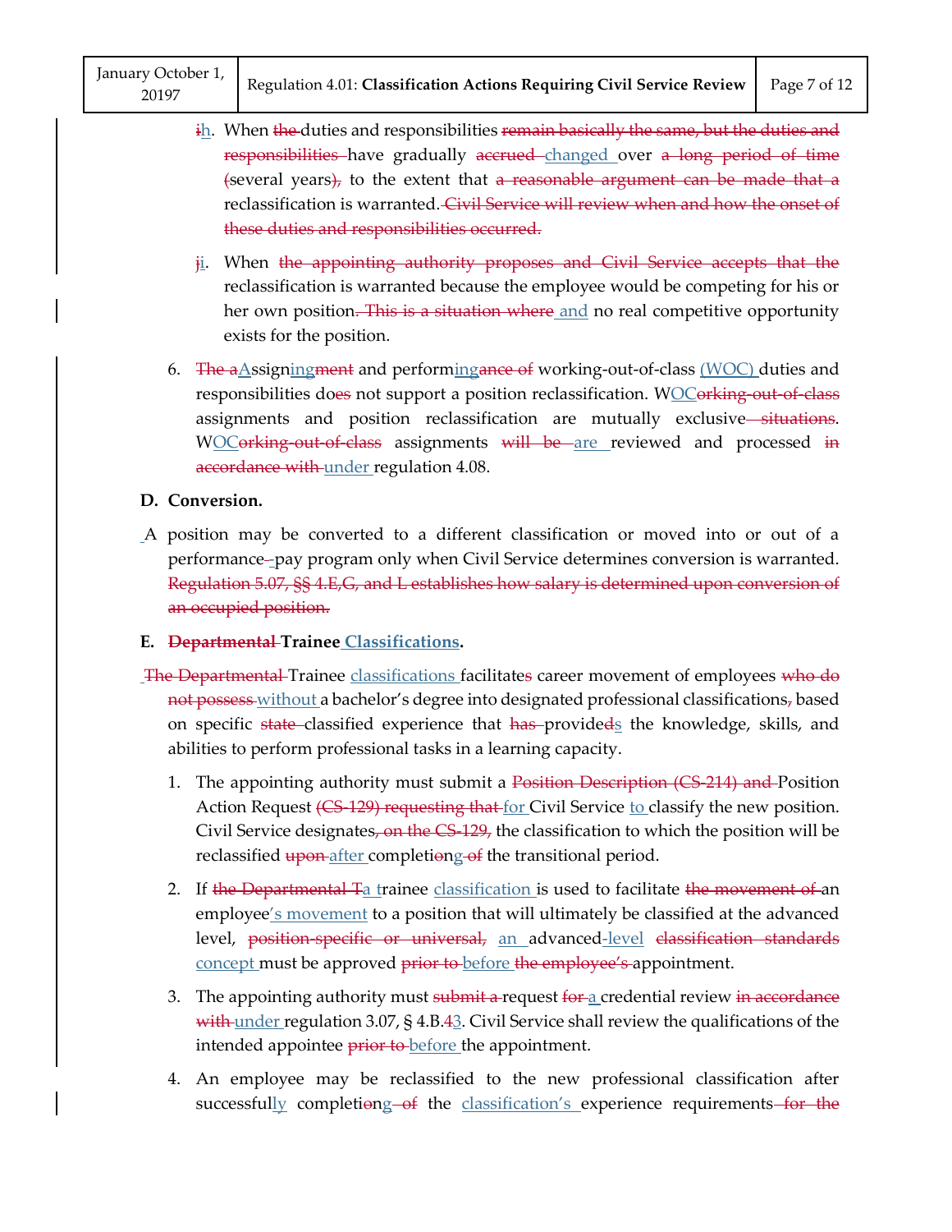~~i~~h. When ~~the~~ duties and responsibilities ~~remain basically the same, but the duties and responsibilities~~ have gradually ~~accrued~~ changed over ~~a long period of time (~~several years~~),~~ to the extent that ~~a reasonable argument can be made that a~~ reclassification is warranted. ~~Civil Service will review when and how the onset of these duties and responsibilities occurred.~~

~~j~~i. When ~~the appointing authority proposes and Civil Service accepts that the~~ reclassification is warranted because the employee would be competing for his or her own position~~. This is a situation where~~ and no real competitive opportunity exists for the position.

6. ~~The a~~Assigning~~ment~~ and performing~~ance of~~ working-out-of-class (WOC) duties and responsibilities do~~es~~ not support a position reclassification. WOC~~orking-out-of-class~~ assignments and position reclassification are mutually exclusive ~~situations~~. WOC~~orking-out-of-class~~ assignments ~~will be~~ are reviewed and processed ~~in accordance with~~ under regulation 4.08.

**D. Conversion.**

A position may be converted to a different classification or moved into or out of a performance~~-~~ pay program only when Civil Service determines conversion is warranted. ~~Regulation 5.07, §§ 4.E,G, and L establishes how salary is determined upon conversion of an occupied position.~~

**E. ~~Departmental~~ Trainee Classifications.**

~~The Departmental~~ Trainee classifications facilitate~~s~~ career movement of employees ~~who do not possess~~ without a bachelor's degree into designated professional classifications~~,~~ based on specific ~~state~~ classified experience that ~~has~~ provide~~d~~s the knowledge, skills, and abilities to perform professional tasks in a learning capacity.

1. The appointing authority must submit a ~~Position Description (CS-214) and~~ Position Action Request ~~(CS-129) requesting that~~ for Civil Service to classify the new position. Civil Service designates~~, on the CS-129,~~ the classification to which the position will be reclassified ~~upon~~ after completi~~o~~ng ~~of~~ the transitional period.

2. If ~~the Departmental T~~a trainee classification is used to facilitate ~~the movement of~~ an employee's movement to a position that will ultimately be classified at the advanced level, ~~position-specific or universal,~~ an advanced-level ~~classification standards~~ concept must be approved ~~prior to~~ before ~~the employee's~~ appointment.

3. The appointing authority must ~~submit a~~ request ~~for~~ a credential review ~~in accordance with~~ under regulation 3.07, § 4.B.~~4~~3. Civil Service shall review the qualifications of the intended appointee ~~prior to~~ before the appointment.

4. An employee may be reclassified to the new professional classification after successfully completi~~o~~ng ~~of~~ the classification's experience requirements ~~for the~~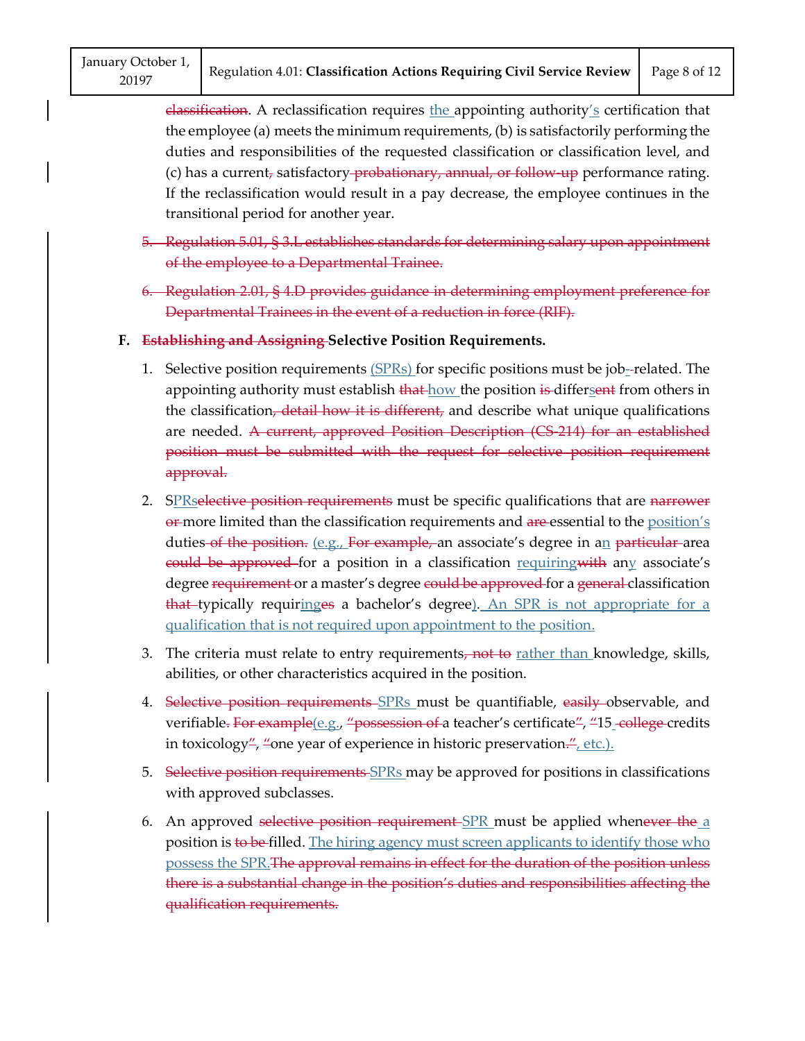~~classification~~. A reclassification requires the appointing authority's certification that the employee (a) meets the minimum requirements, (b) is satisfactorily performing the duties and responsibilities of the requested classification or classification level, and (c) has a current~~,~~ satisfactory ~~probationary, annual, or follow-up~~ performance rating. If the reclassification would result in a pay decrease, the employee continues in the transitional period for another year.

5. ~~Regulation 5.01, § 3.L establishes standards for determining salary upon appointment of the employee to a Departmental Trainee.~~

6. ~~Regulation 2.01, § 4.D provides guidance in determining employment preference for Departmental Trainees in the event of a reduction in force (RIF).~~

**F. ~~Establishing and Assigning~~ Selective Position Requirements.**

1. Selective position requirements (SPRs) for specific positions must be job-~~-~~related. The appointing authority must establish ~~that~~ how the position ~~is~~ differs~~ent~~ from others in the classification~~, detail how it is different,~~ and describe what unique qualifications are needed. ~~A current, approved Position Description (CS-214) for an established position must be submitted with the request for selective position requirement approval.~~

2. SPRs~~elective position requirements~~ must be specific qualifications that are ~~narrower or~~ more limited than the classification requirements and ~~are~~ essential to the position's duties ~~of the position.~~ (e.g., ~~For example,~~ an associate's degree in an ~~particular~~ area ~~could be approved~~ for a position in a classification requiring~~with~~ any associate's degree ~~requirement~~ or a master's degree ~~could be approved~~ for a ~~general~~ classification ~~that~~ typically requiring~~es~~ a bachelor's degree). An SPR is not appropriate for a qualification that is not required upon appointment to the position.

3. The criteria must relate to entry requirements~~, not to~~ rather than knowledge, skills, abilities, or other characteristics acquired in the position.

4. ~~Selective position requirements~~ SPRs must be quantifiable, ~~easily~~ observable, and verifiable~~. For example~~(e.g., ~~"possession of~~ a teacher's certificate~~"~~, ~~"~~15 ~~college~~ credits in toxicology~~"~~, ~~"~~one year of experience in historic preservation~~."~~, etc.).

5. ~~Selective position requirements~~ SPRs may be approved for positions in classifications with approved subclasses.

6. An approved ~~selective position requirement~~ SPR must be applied when~~ever the~~ a position is ~~to be~~ filled. The hiring agency must screen applicants to identify those who possess the SPR.~~The approval remains in effect for the duration of the position unless there is a substantial change in the position's duties and responsibilities affecting the qualification requirements.~~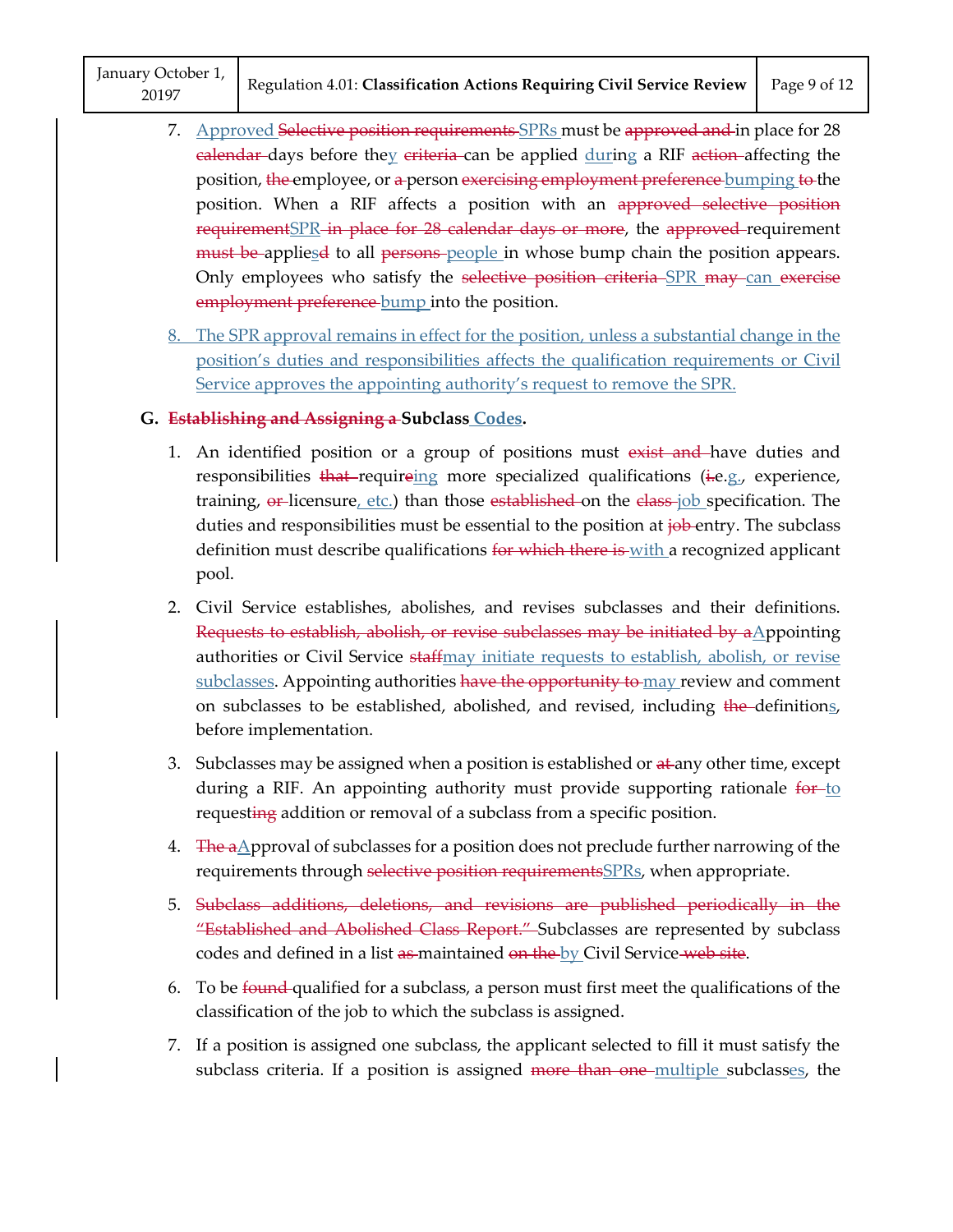7. Approved ~~Selective position requirements~~ SPRs must be ~~approved and~~ in place for 28 ~~calendar~~ days before they ~~criteria~~ can be applied during a RIF ~~action~~ affecting the position, ~~the~~ employee, or ~~a~~ person ~~exercising employment preference~~ bumping ~~to~~ the position. When a RIF affects a position with an ~~approved selective position requirement~~SPR ~~in place for 28 calendar days or more~~, the ~~approved~~ requirement ~~must be~~ applies~~d~~ to all ~~persons~~ people in whose bump chain the position appears. Only employees who satisfy the ~~selective position criteria~~ SPR ~~may~~ can ~~exercise employment preference~~ bump into the position.

8. The SPR approval remains in effect for the position, unless a substantial change in the position's duties and responsibilities affects the qualification requirements or Civil Service approves the appointing authority's request to remove the SPR.

**G. ~~Establishing and Assigning a~~ Subclass Codes.**

1. An identified position or a group of positions must ~~exist and~~ have duties and responsibilities ~~that~~ requir~~e~~ing more specialized qualifications (~~i.~~e.g., experience, training, ~~or~~ licensure, etc.) than those ~~established~~ on the ~~class~~ job specification. The duties and responsibilities must be essential to the position at ~~job~~ entry. The subclass definition must describe qualifications ~~for which there is~~ with a recognized applicant pool.

2. Civil Service establishes, abolishes, and revises subclasses and their definitions. ~~Requests to establish, abolish, or revise subclasses may be initiated by a~~Appointing authorities or Civil Service ~~staff~~may initiate requests to establish, abolish, or revise subclasses. Appointing authorities ~~have the opportunity to~~ may review and comment on subclasses to be established, abolished, and revised, including ~~the~~ definitions, before implementation.

3. Subclasses may be assigned when a position is established or ~~at~~ any other time, except during a RIF. An appointing authority must provide supporting rationale ~~for~~ to request~~ing~~ addition or removal of a subclass from a specific position.

4. ~~The a~~Approval of subclasses for a position does not preclude further narrowing of the requirements through ~~selective position requirements~~SPRs, when appropriate.

5. ~~Subclass additions, deletions, and revisions are published periodically in the "Established and Abolished Class Report."~~ Subclasses are represented by subclass codes and defined in a list ~~as~~ maintained ~~on the~~ by Civil Service ~~web site~~.

6. To be ~~found~~ qualified for a subclass, a person must first meet the qualifications of the classification of the job to which the subclass is assigned.

7. If a position is assigned one subclass, the applicant selected to fill it must satisfy the subclass criteria. If a position is assigned ~~more than one~~ multiple subclasses, the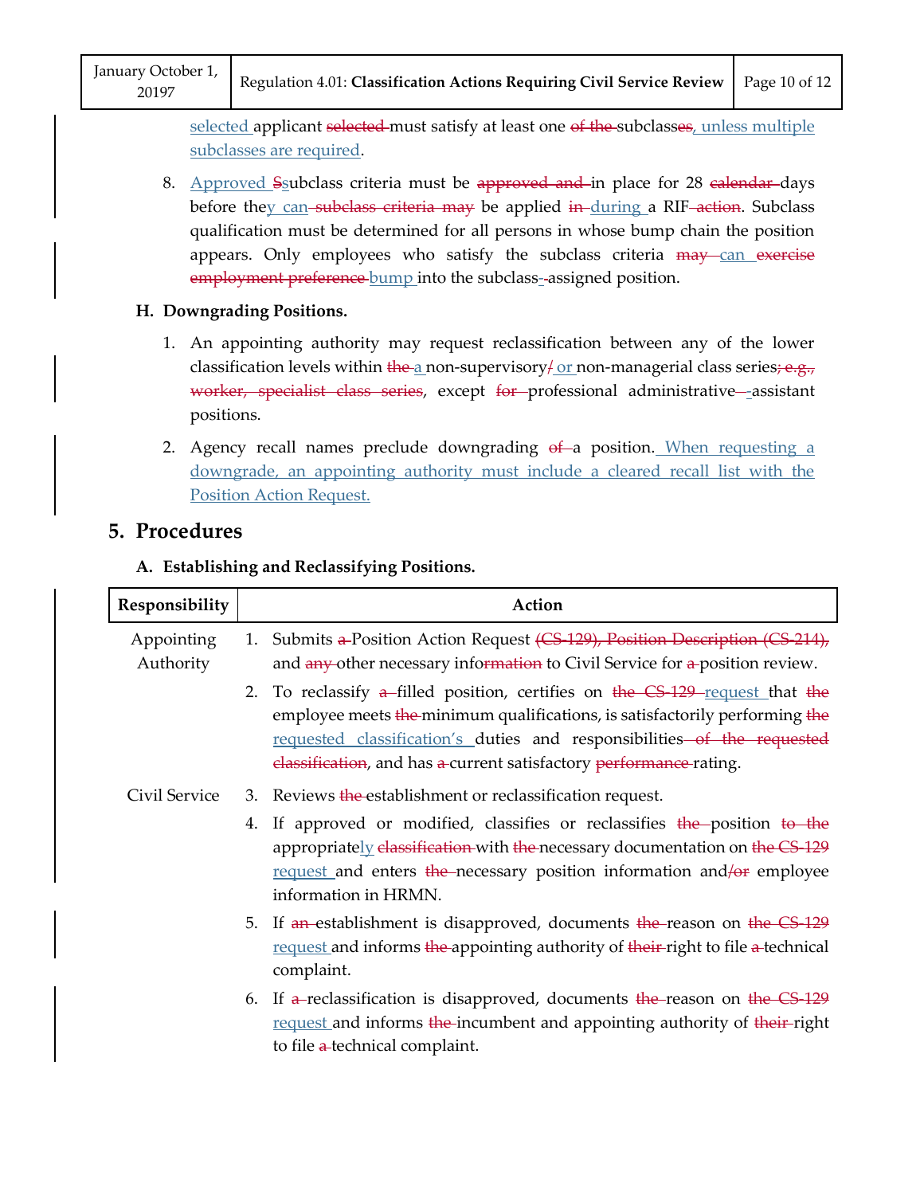selected applicant ~~selected~~ must satisfy at least one ~~of the~~ subclass~~es~~, unless multiple subclasses are required.

8. Approved ~~S~~subclass criteria must be ~~approved and~~ in place for 28 ~~calendar~~ days before they can ~~subclass criteria may~~ be applied ~~in~~ during a RIF ~~action~~. Subclass qualification must be determined for all persons in whose bump chain the position appears. Only employees who satisfy the subclass criteria ~~may~~ can ~~exercise employment preference~~ bump into the subclass-~~-~~assigned position.

### H. Downgrading Positions.

1. An appointing authority may request reclassification between any of the lower classification levels within ~~the~~ a non-supervisory~~/~~ or non-managerial class series~~; e.g., worker, specialist class series~~, except ~~for~~ professional administrative~~—~~-assistant positions.
2. Agency recall names preclude downgrading ~~of~~ a position. When requesting a downgrade, an appointing authority must include a cleared recall list with the Position Action Request.

## 5. Procedures

### A. Establishing and Reclassifying Positions.

| Responsibility | Action |
|---|---|
| Appointing Authority | 1. Submits ~~a~~ Position Action Request ~~(CS-129), Position Description (CS-214),~~ and ~~any~~ other necessary info~~rmation~~ to Civil Service for ~~a~~ position review. |
| | 2. To reclassify ~~a~~ filled position, certifies on ~~the CS-129~~ request that ~~the~~ employee meets ~~the~~ minimum qualifications, is satisfactorily performing ~~the~~ requested classification's duties and responsibilities ~~of the requested classification~~, and has ~~a~~ current satisfactory ~~performance~~ rating. |
| Civil Service | 3. Reviews ~~the~~ establishment or reclassification request. |
| | 4. If approved or modified, classifies or reclassifies ~~the~~ position ~~to the~~ appropriately ~~classification~~ with ~~the~~ necessary documentation on ~~the CS-129~~ request and enters ~~the~~ necessary position information and~~/or~~ employee information in HRMN. |
| | 5. If ~~an~~ establishment is disapproved, documents ~~the~~ reason on ~~the CS-129~~ request and informs ~~the~~ appointing authority of ~~their~~ right to file ~~a~~ technical complaint. |
| | 6. If ~~a~~ reclassification is disapproved, documents ~~the~~ reason on ~~the CS-129~~ request and informs ~~the~~ incumbent and appointing authority of ~~their~~ right to file ~~a~~ technical complaint. |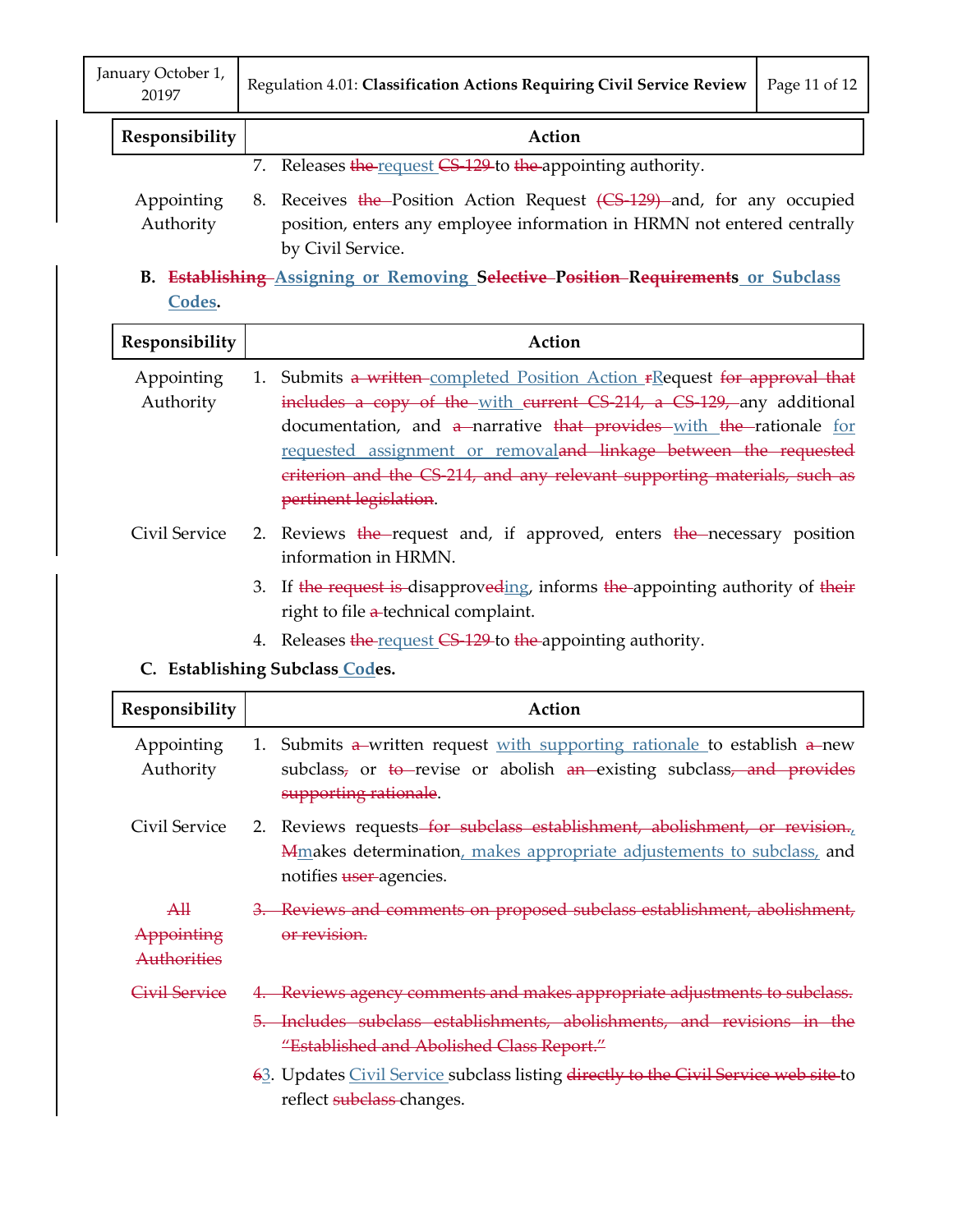| Responsibility | Action |
|---|---|
| | 7. Releases ~~the~~ request ~~CS-129~~ to ~~the~~ appointing authority. |
| Appointing Authority | 8. Receives ~~the~~ Position Action Request ~~(CS-129)~~ and, for any occupied position, enters any employee information in HRMN not entered centrally by Civil Service. |

**B. ~~Establishing~~ Assigning or Removing Selective ~~Position~~ ~~Requirement~~s or Subclass Codes.**

| Responsibility | Action |
|---|---|
| Appointing Authority | 1. Submits ~~a written~~ completed Position Action ~~r~~Request ~~for approval that includes a copy of the~~ with ~~current CS-214, a CS-129,~~ any additional documentation, and ~~a~~ narrative ~~that provides~~ with ~~the~~ rationale for requested assignment or removal~~and linkage between the requested criterion and the CS-214, and any relevant supporting materials, such as pertinent legislation~~. |
| Civil Service | 2. Reviews ~~the~~ request and, if approved, enters ~~the~~ necessary position information in HRMN. |
| | 3. If ~~the request is~~ disapprove~~d~~ing, informs ~~the~~ appointing authority of ~~their~~ right to file ~~a~~ technical complaint. |
| | 4. Releases ~~the~~ request ~~CS-129~~ to ~~the~~ appointing authority. |

**C. Establishing Subclass Codes.**

| Responsibility | Action |
|---|---|
| Appointing Authority | 1. Submits ~~a~~ written request with supporting rationale to establish ~~a~~ new subclass~~,~~ or ~~to~~ revise or abolish ~~an~~ existing subclass~~, and provides supporting rationale~~. |
| Civil Service | 2. Reviews requests ~~for subclass establishment, abolishment, or revision.~~, ~~M~~makes determination, makes appropriate adjustements to subclass, and notifies ~~user~~ agencies. |
| ~~All Appointing Authorities~~ | ~~3. Reviews and comments on proposed subclass establishment, abolishment, or revision.~~ |
| ~~Civil Service~~ | ~~4. Reviews agency comments and makes appropriate adjustments to subclass.~~ |
| | ~~5. Includes subclass establishments, abolishments, and revisions in the "Established and Abolished Class Report."~~ |
| | ~~6~~3. Updates Civil Service subclass listing ~~directly to the Civil Service web site~~ to reflect ~~subclass~~ changes. |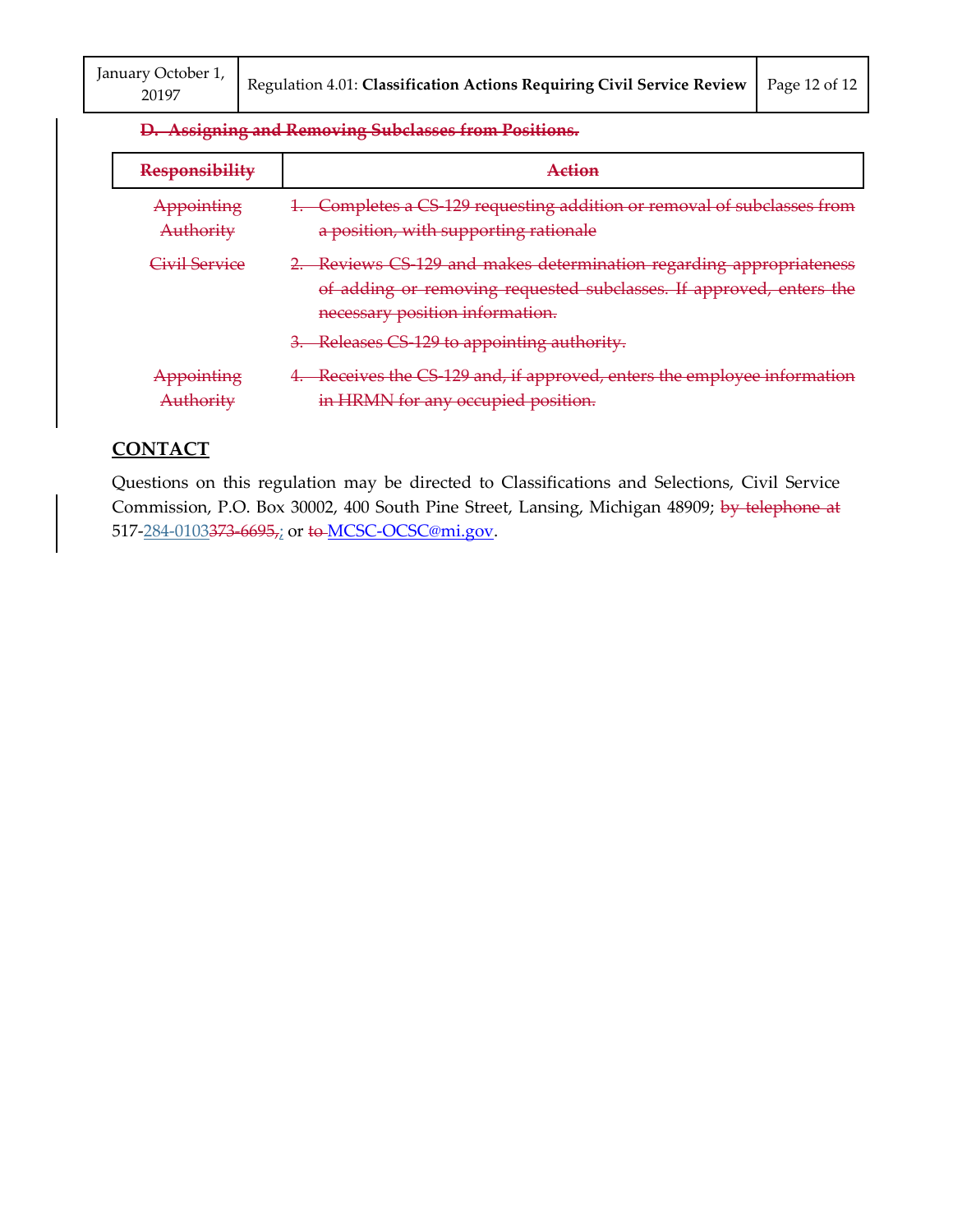~~D. Assigning and Removing Subclasses from Positions.~~

| ~~Responsibility~~ | ~~Action~~ |
|---|---|
| ~~Appointing Authority~~ | ~~1. Completes a CS-129 requesting addition or removal of subclasses from a position, with supporting rationale~~ |
| ~~Civil Service~~ | ~~2. Reviews CS-129 and makes determination regarding appropriateness of adding or removing requested subclasses. If approved, enters the necessary position information.~~ |
| | ~~3. Releases CS-129 to appointing authority.~~ |
| ~~Appointing Authority~~ | ~~4. Receives the CS-129 and, if approved, enters the employee information in HRMN for any occupied position.~~ |

## CONTACT

Questions on this regulation may be directed to Classifications and Selections, Civil Service Commission, P.O. Box 30002, 400 South Pine Street, Lansing, Michigan 48909; ~~by telephone at~~ 517-284-0103~~373-6695,~~; or ~~to~~ MCSC-OCSC@mi.gov.